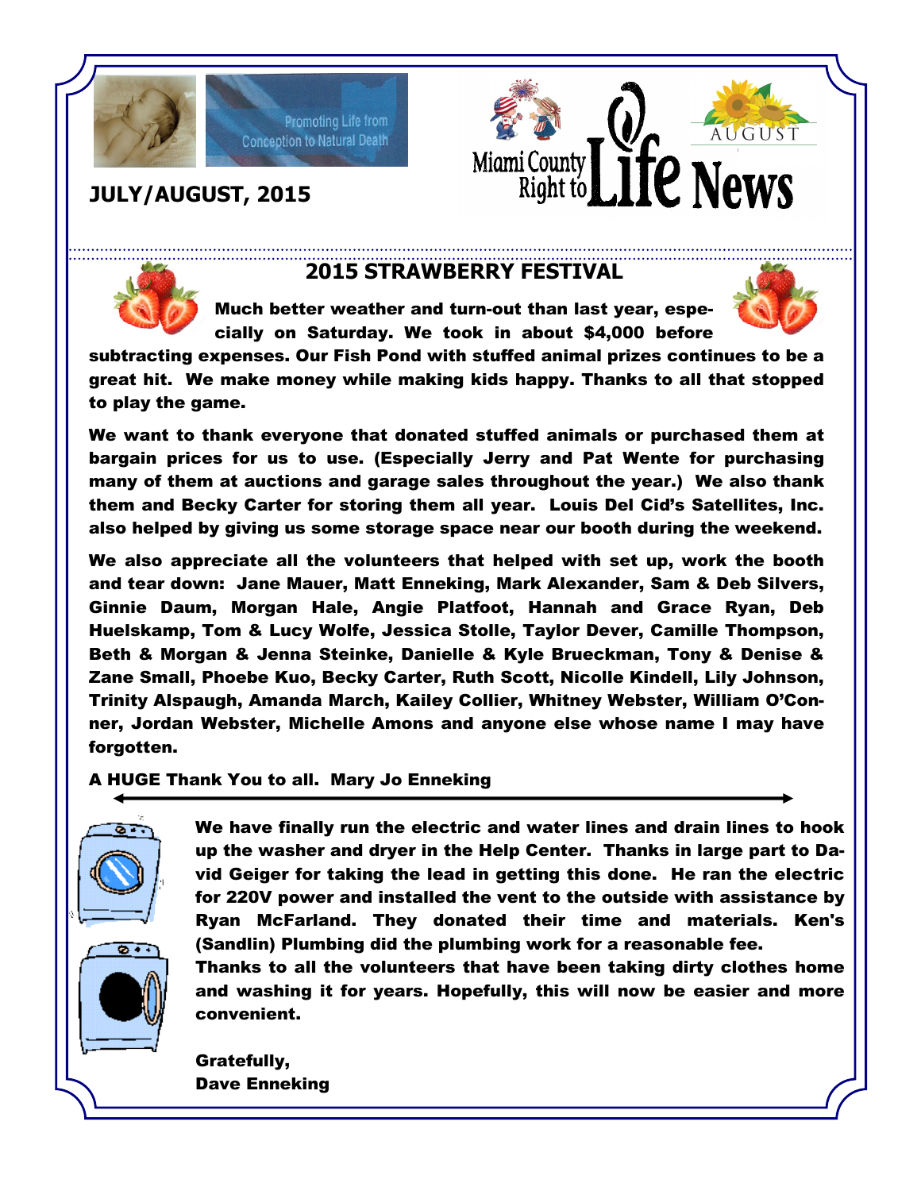Promoting Life from Conception to Natural Death

# Miami County Right to Life News

AUGUST

**JULY/AUGUST, 2015**

## 2015 STRAWBERRY FESTIVAL

**Much better weather and turn-out than last year, especially on Saturday. We took in about $4,000 before subtracting expenses. Our Fish Pond with stuffed animal prizes continues to be a great hit. We make money while making kids happy. Thanks to all that stopped to play the game.**

**We want to thank everyone that donated stuffed animals or purchased them at bargain prices for us to use. (Especially Jerry and Pat Wente for purchasing many of them at auctions and garage sales throughout the year.) We also thank them and Becky Carter for storing them all year. Louis Del Cid's Satellites, Inc. also helped by giving us some storage space near our booth during the weekend.**

**We also appreciate all the volunteers that helped with set up, work the booth and tear down: Jane Mauer, Matt Enneking, Mark Alexander, Sam & Deb Silvers, Ginnie Daum, Morgan Hale, Angie Platfoot, Hannah and Grace Ryan, Deb Huelskamp, Tom & Lucy Wolfe, Jessica Stolle, Taylor Dever, Camille Thompson, Beth & Morgan & Jenna Steinke, Danielle & Kyle Brueckman, Tony & Denise & Zane Small, Phoebe Kuo, Becky Carter, Ruth Scott, Nicolle Kindell, Lily Johnson, Trinity Alspaugh, Amanda March, Kailey Collier, Whitney Webster, William O'Conner, Jordan Webster, Michelle Amons and anyone else whose name I may have forgotten.**

**A HUGE Thank You to all. Mary Jo Enneking**

---

**We have finally run the electric and water lines and drain lines to hook up the washer and dryer in the Help Center. Thanks in large part to David Geiger for taking the lead in getting this done. He ran the electric for 220V power and installed the vent to the outside with assistance by Ryan McFarland. They donated their time and materials. Ken's (Sandlin) Plumbing did the plumbing work for a reasonable fee.**

**Thanks to all the volunteers that have been taking dirty clothes home and washing it for years. Hopefully, this will now be easier and more convenient.**

**Gratefully,**
**Dave Enneking**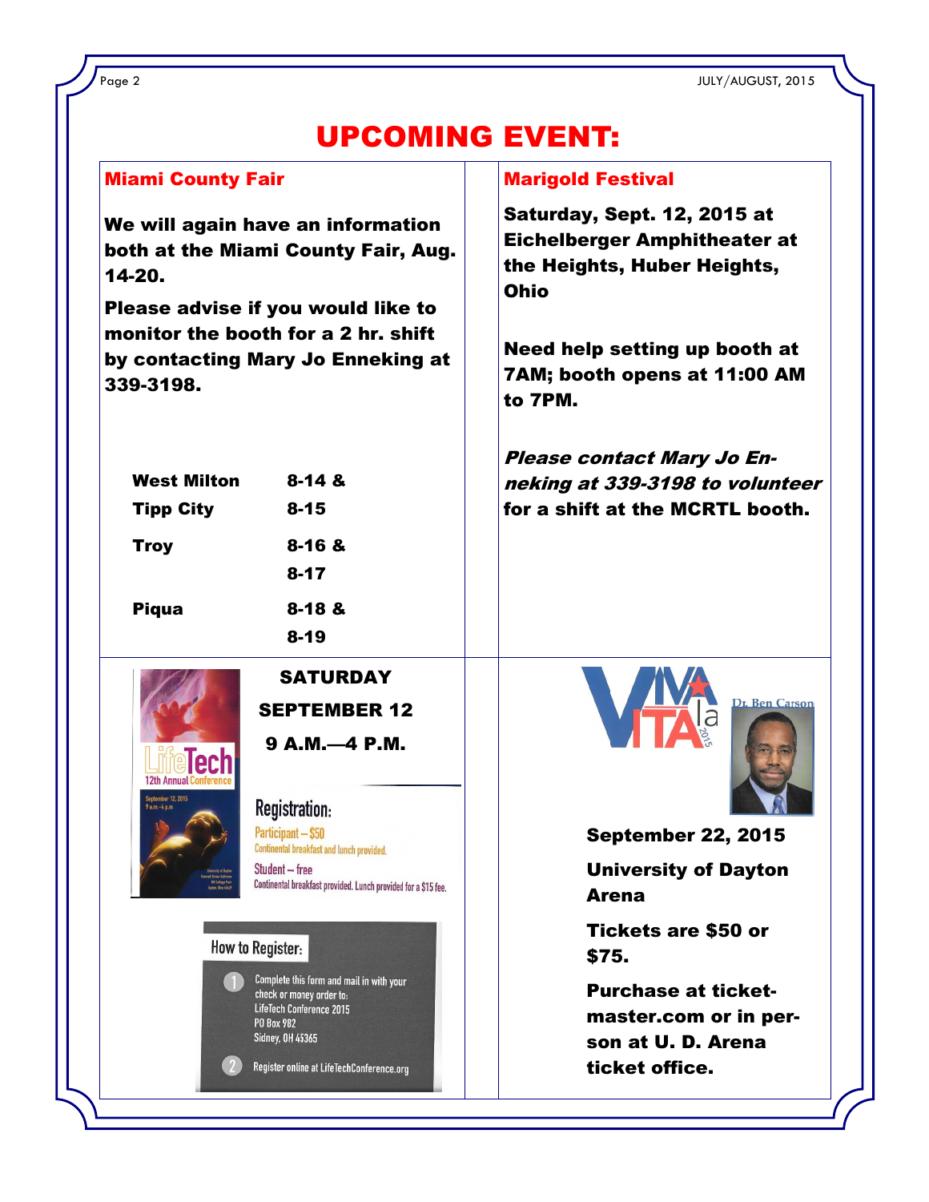# UPCOMING EVENT:

## Miami County Fair

**We will again have an information both at the Miami County Fair, Aug. 14-20.**

**Please advise if you would like to monitor the booth for a 2 hr. shift by contacting Mary Jo Enneking at 339-3198.**

| | |
|---|---|
| **West Milton** | **8-14 &** |
| **Tipp City** | **8-15** |
| **Troy** | **8-16 & 8-17** |
| **Piqua** | **8-18 & 8-19** |

## Marigold Festival

**Saturday, Sept. 12, 2015 at Eichelberger Amphitheater at the Heights, Huber Heights, Ohio**

**Need help setting up booth at 7AM; booth opens at 11:00 AM to 7PM.**

***Please contact Mary Jo Enneking at 339-3198 to volunteer*** **for a shift at the MCRTL booth.**

## LifeTech 12th Annual Conference

September 12, 2015
9 a.m.–4 p.m.

**SATURDAY**

**SEPTEMBER 12**

**9 A.M.—4 P.M.**

**Registration:**

Participant – $50
Continental breakfast and lunch provided.

Student – free
Continental breakfast provided. Lunch provided for a $15 fee.

**How to Register:**

1. Complete this form and mail in with your check or money order to:
   LifeTech Conference 2015
   PO Box 982
   Sidney, OH 45365
2. Register online at LifeTechConference.org

## VIVA la VITA 2015

Dr. Ben Carson

**September 22, 2015**

**University of Dayton Arena**

**Tickets are $50 or $75.**

**Purchase at ticketmaster.com or in person at U. D. Arena ticket office.**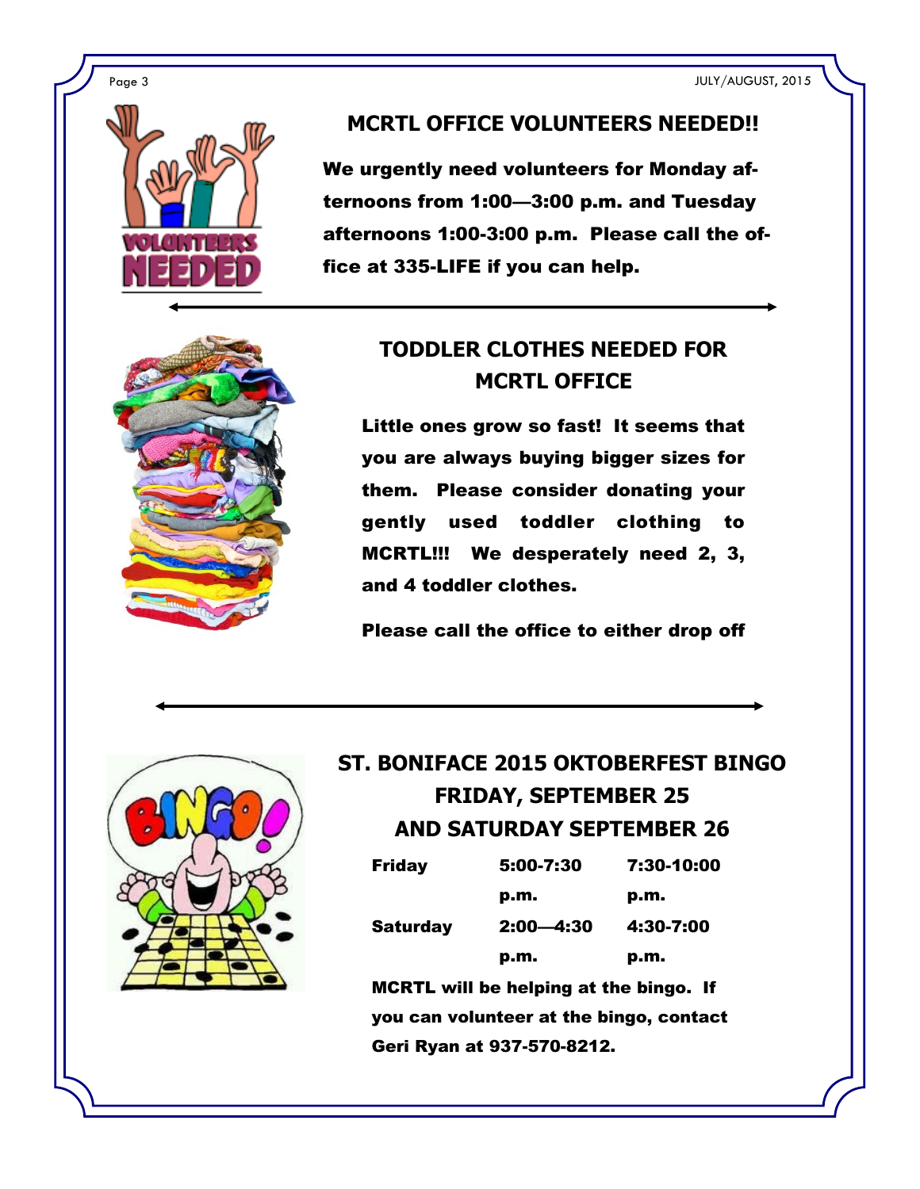## MCRTL OFFICE VOLUNTEERS NEEDED!!

**We urgently need volunteers for Monday afternoons from 1:00—3:00 p.m. and Tuesday afternoons 1:00-3:00 p.m. Please call the office at 335-LIFE if you can help.**

## TODDLER CLOTHES NEEDED FOR MCRTL OFFICE

**Little ones grow so fast! It seems that you are always buying bigger sizes for them. Please consider donating your gently used toddler clothing to MCRTL!!! We desperately need 2, 3, and 4 toddler clothes.**

**Please call the office to either drop off**

## ST. BONIFACE 2015 OKTOBERFEST BINGO FRIDAY, SEPTEMBER 25 AND SATURDAY SEPTEMBER 26

| | | |
|---|---|---|
| **Friday** | **5:00-7:30 p.m.** | **7:30-10:00 p.m.** |
| **Saturday** | **2:00—4:30 p.m.** | **4:30-7:00 p.m.** |

**MCRTL will be helping at the bingo. If you can volunteer at the bingo, contact Geri Ryan at 937-570-8212.**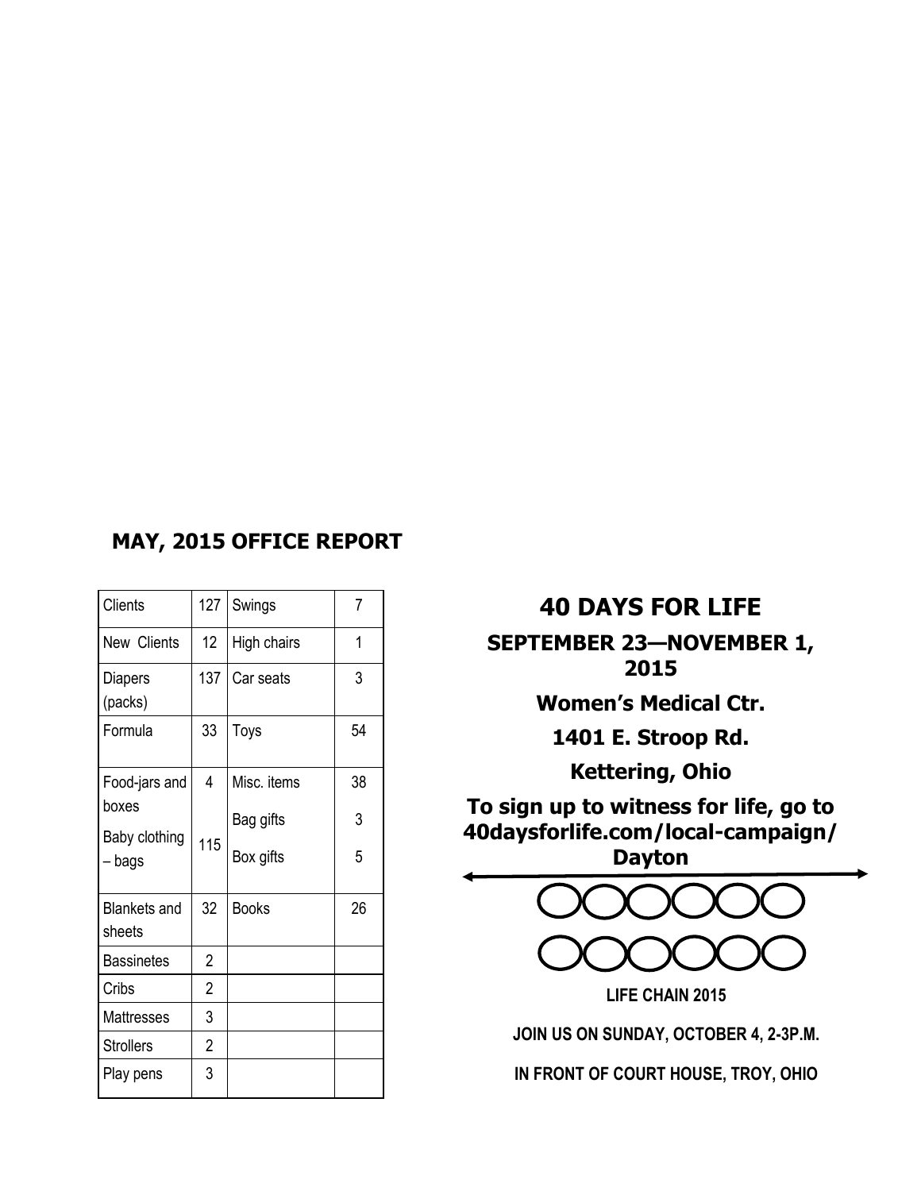## MAY, 2015 OFFICE REPORT

| | | | |
|---|---|---|---|
| Clients | 127 | Swings | 7 |
| New Clients | 12 | High chairs | 1 |
| Diapers (packs) | 137 | Car seats | 3 |
| Formula | 33 | Toys | 54 |
| Food-jars and boxes | 4 | Misc. items | 38 |
| | | Bag gifts | 3 |
| Baby clothing – bags | 115 | Box gifts | 5 |
| Blankets and sheets | 32 | Books | 26 |
| Bassinetes | 2 | | |
| Cribs | 2 | | |
| Mattresses | 3 | | |
| Strollers | 2 | | |
| Play pens | 3 | | |

## 40 DAYS FOR LIFE

**SEPTEMBER 23—NOVEMBER 1, 2015**

**Women's Medical Ctr.**

**1401 E. Stroop Rd.**

**Kettering, Ohio**

**To sign up to witness for life, go to 40daysforlife.com/local-campaign/ Dayton**

**LIFE CHAIN 2015**

**JOIN US ON SUNDAY, OCTOBER 4, 2-3P.M.**

**IN FRONT OF COURT HOUSE, TROY, OHIO**